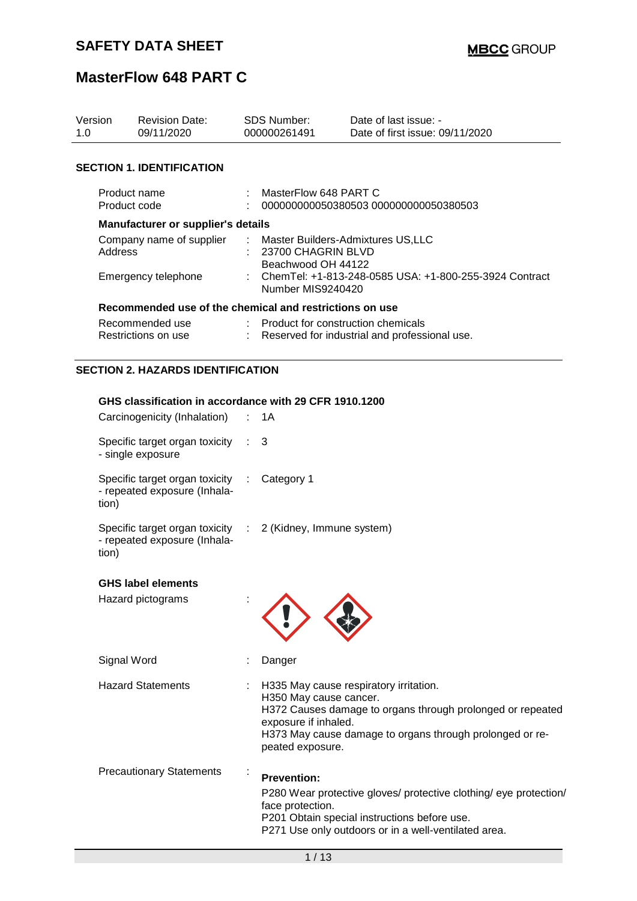# SAFETY DATA SHEET

**MBCC GROUP**

# MasterFlow 648 PART C

| Version | Revision Date: | SDS Number: | Date of last issue: - |
|---|---|---|---|
| 1.0 | 09/11/2020 | 000000261491 | Date of first issue: 09/11/2020 |

## SECTION 1. IDENTIFICATION

| | | |
|---|---|---|
| Product name | : | MasterFlow 648 PART C |
| Product code | : | 000000000050380503 000000000050380503 |

**Manufacturer or supplier's details**

| | | |
|---|---|---|
| Company name of supplier | : | Master Builders-Admixtures US,LLC |
| Address | : | 23700 CHAGRIN BLVD<br>Beachwood OH 44122 |
| Emergency telephone | : | ChemTel: +1-813-248-0585 USA: +1-800-255-3924 Contract Number MIS9240420 |

**Recommended use of the chemical and restrictions on use**

| | | |
|---|---|---|
| Recommended use | : | Product for construction chemicals |
| Restrictions on use | : | Reserved for industrial and professional use. |

## SECTION 2. HAZARDS IDENTIFICATION

**GHS classification in accordance with 29 CFR 1910.1200**

| | | |
|---|---|---|
| Carcinogenicity (Inhalation) | : | 1A |
| Specific target organ toxicity - single exposure | : | 3 |
| Specific target organ toxicity - repeated exposure (Inhalation) | : | Category 1 |
| Specific target organ toxicity - repeated exposure (Inhalation) | : | 2 (Kidney, Immune system) |

**GHS label elements**

Hazard pictograms :

Signal Word : Danger

Hazard Statements :
H335 May cause respiratory irritation.
H350 May cause cancer.
H372 Causes damage to organs through prolonged or repeated exposure if inhaled.
H373 May cause damage to organs through prolonged or repeated exposure.

Precautionary Statements :

**Prevention:**

P280 Wear protective gloves/ protective clothing/ eye protection/ face protection.
P201 Obtain special instructions before use.
P271 Use only outdoors or in a well-ventilated area.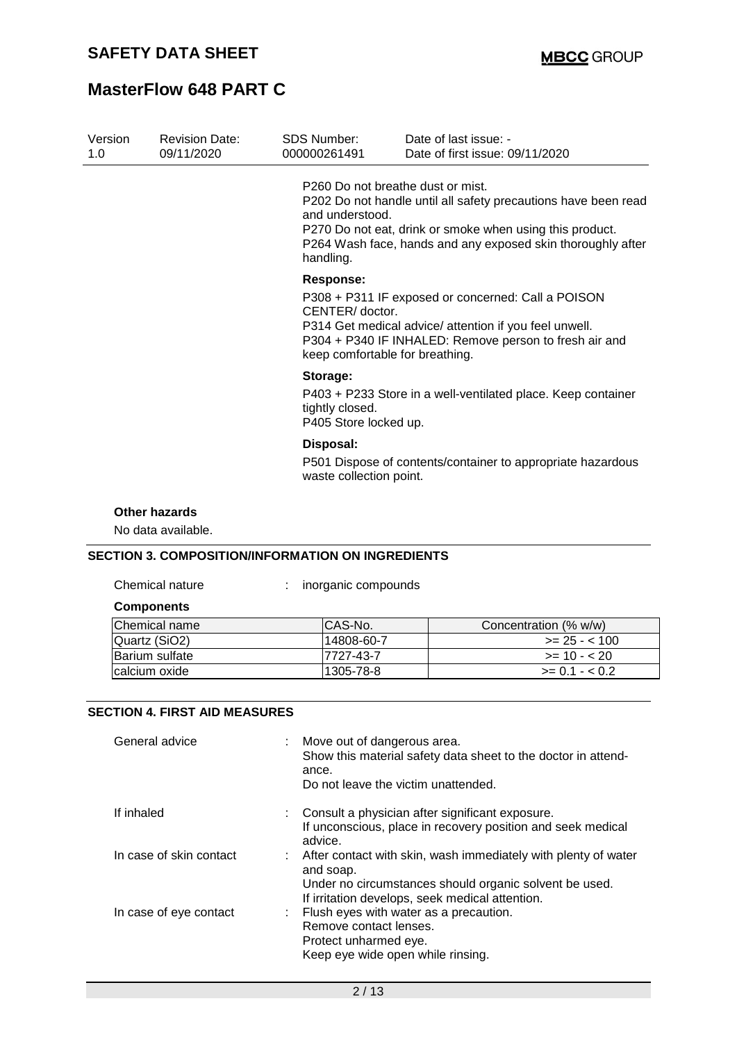| Version | Revision Date: | SDS Number: | Date of last issue: - |
|---|---|---|---|
| 1.0 | 09/11/2020 | 000000261491 | Date of first issue: 09/11/2020 |

P260 Do not breathe dust or mist.
P202 Do not handle until all safety precautions have been read and understood.
P270 Do not eat, drink or smoke when using this product.
P264 Wash face, hands and any exposed skin thoroughly after handling.

**Response:**

P308 + P311 IF exposed or concerned: Call a POISON CENTER/ doctor.
P314 Get medical advice/ attention if you feel unwell.
P304 + P340 IF INHALED: Remove person to fresh air and keep comfortable for breathing.

**Storage:**

P403 + P233 Store in a well-ventilated place. Keep container tightly closed.
P405 Store locked up.

**Disposal:**

P501 Dispose of contents/container to appropriate hazardous waste collection point.

**Other hazards**

No data available.

## SECTION 3. COMPOSITION/INFORMATION ON INGREDIENTS

Chemical nature : inorganic compounds

**Components**

| Chemical name | CAS-No. | Concentration (% w/w) |
|---|---|---|
| Quartz ($SiO_2$) | 14808-60-7 | >= 25 - < 100 |
| Barium sulfate | 7727-43-7 | >= 10 - < 20 |
| calcium oxide | 1305-78-8 | >= 0.1 - < 0.2 |

## SECTION 4. FIRST AID MEASURES

General advice : Move out of dangerous area.
Show this material safety data sheet to the doctor in attendance.
Do not leave the victim unattended.

If inhaled : Consult a physician after significant exposure.
If unconscious, place in recovery position and seek medical advice.

In case of skin contact : After contact with skin, wash immediately with plenty of water and soap.
Under no circumstances should organic solvent be used.
If irritation develops, seek medical attention.

In case of eye contact : Flush eyes with water as a precaution.
Remove contact lenses.
Protect unharmed eye.
Keep eye wide open while rinsing.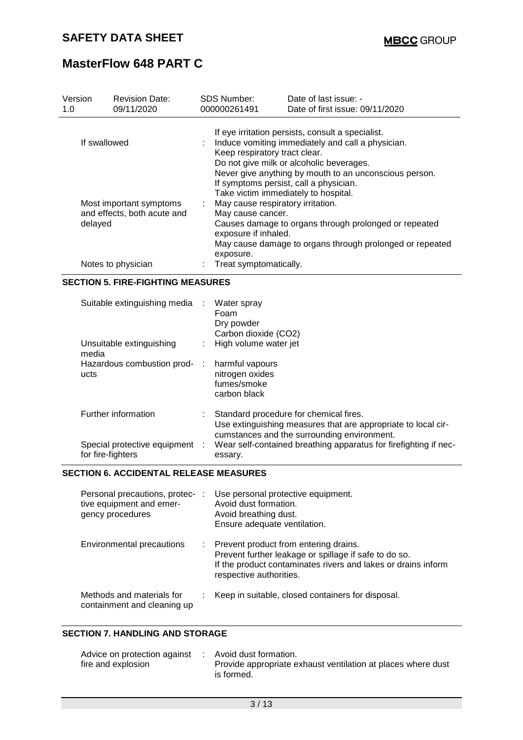| | | |
|---|---|---|
| | | If eye irritation persists, consult a specialist. |
| If swallowed | : | Induce vomiting immediately and call a physician.<br>Keep respiratory tract clear.<br>Do not give milk or alcoholic beverages.<br>Never give anything by mouth to an unconscious person.<br>If symptoms persist, call a physician.<br>Take victim immediately to hospital. |
| Most important symptoms and effects, both acute and delayed | : | May cause respiratory irritation.<br>May cause cancer.<br>Causes damage to organs through prolonged or repeated exposure if inhaled.<br>May cause damage to organs through prolonged or repeated exposure. |
| Notes to physician | : | Treat symptomatically. |

## SECTION 5. FIRE-FIGHTING MEASURES

| | | |
|---|---|---|
| Suitable extinguishing media | : | Water spray<br>Foam<br>Dry powder<br>Carbon dioxide ($CO_2$) |
| Unsuitable extinguishing media | : | High volume water jet |
| Hazardous combustion products | : | harmful vapours<br>nitrogen oxides<br>fumes/smoke<br>carbon black |
| Further information | : | Standard procedure for chemical fires.<br>Use extinguishing measures that are appropriate to local circumstances and the surrounding environment. |
| Special protective equipment for fire-fighters | : | Wear self-contained breathing apparatus for firefighting if necessary. |

## SECTION 6. ACCIDENTAL RELEASE MEASURES

| | | |
|---|---|---|
| Personal precautions, protective equipment and emergency procedures | : | Use personal protective equipment.<br>Avoid dust formation.<br>Avoid breathing dust.<br>Ensure adequate ventilation. |
| Environmental precautions | : | Prevent product from entering drains.<br>Prevent further leakage or spillage if safe to do so.<br>If the product contaminates rivers and lakes or drains inform respective authorities. |
| Methods and materials for containment and cleaning up | : | Keep in suitable, closed containers for disposal. |

## SECTION 7. HANDLING AND STORAGE

| | | |
|---|---|---|
| Advice on protection against fire and explosion | : | Avoid dust formation.<br>Provide appropriate exhaust ventilation at places where dust is formed. |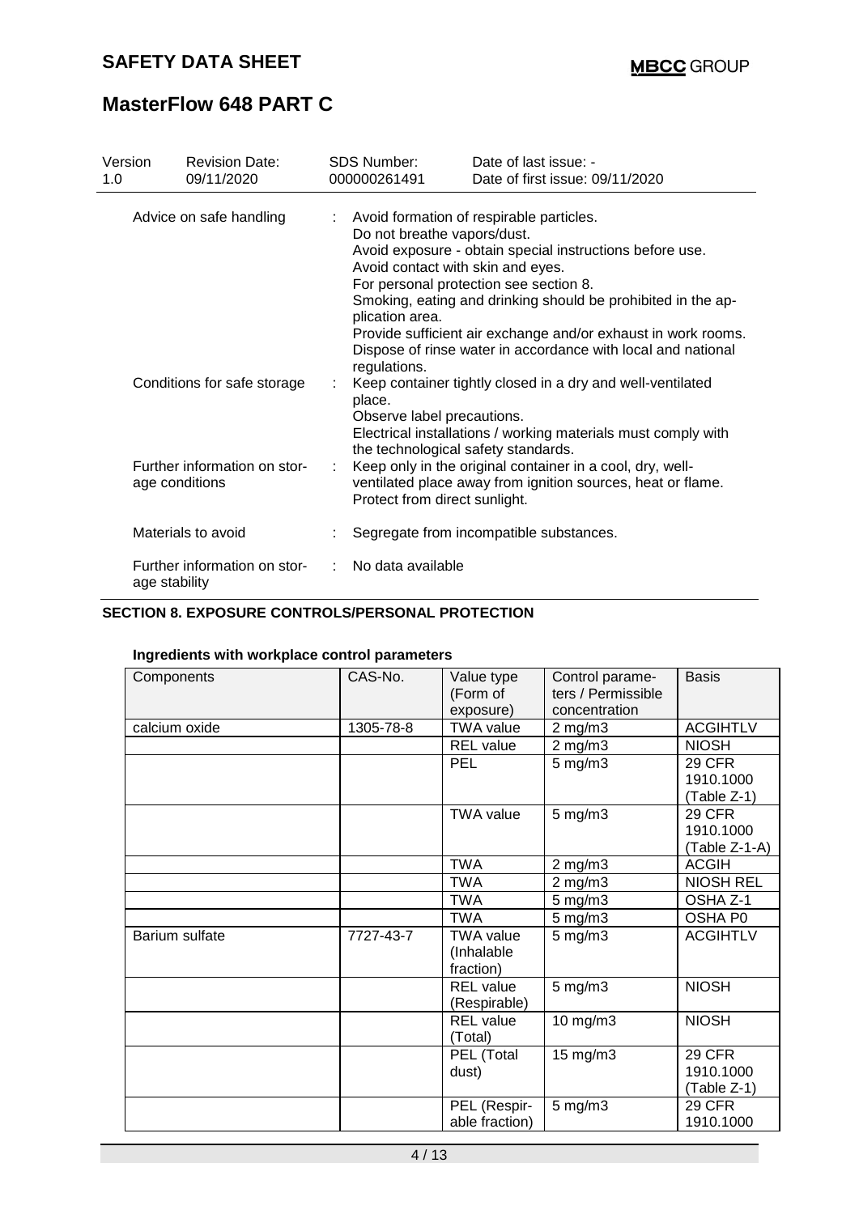| Version 1.0 | Revision Date: 09/11/2020 | SDS Number: 000000261491 | Date of last issue: - Date of first issue: 09/11/2020 |
|---|---|---|---|

Advice on safe handling : Avoid formation of respirable particles.
Do not breathe vapors/dust.
Avoid exposure - obtain special instructions before use.
Avoid contact with skin and eyes.
For personal protection see section 8.
Smoking, eating and drinking should be prohibited in the application area.
Provide sufficient air exchange and/or exhaust in work rooms.
Dispose of rinse water in accordance with local and national regulations.

Conditions for safe storage : Keep container tightly closed in a dry and well-ventilated place.
Observe label precautions.
Electrical installations / working materials must comply with the technological safety standards.

Further information on storage conditions : Keep only in the original container in a cool, dry, well-ventilated place away from ignition sources, heat or flame.
Protect from direct sunlight.

Materials to avoid : Segregate from incompatible substances.

Further information on storage stability : No data available

## SECTION 8. EXPOSURE CONTROLS/PERSONAL PROTECTION

### Ingredients with workplace control parameters

| Components | CAS-No. | Value type (Form of exposure) | Control parameters / Permissible concentration | Basis |
|---|---|---|---|---|
| calcium oxide | 1305-78-8 | TWA value | 2 mg/m3 | ACGIHTLV |
| | | REL value | 2 mg/m3 | NIOSH |
| | | PEL | 5 mg/m3 | 29 CFR 1910.1000 (Table Z-1) |
| | | TWA value | 5 mg/m3 | 29 CFR 1910.1000 (Table Z-1-A) |
| | | TWA | 2 mg/m3 | ACGIH |
| | | TWA | 2 mg/m3 | NIOSH REL |
| | | TWA | 5 mg/m3 | OSHA Z-1 |
| | | TWA | 5 mg/m3 | OSHA P0 |
| Barium sulfate | 7727-43-7 | TWA value (Inhalable fraction) | 5 mg/m3 | ACGIHTLV |
| | | REL value (Respirable) | 5 mg/m3 | NIOSH |
| | | REL value (Total) | 10 mg/m3 | NIOSH |
| | | PEL (Total dust) | 15 mg/m3 | 29 CFR 1910.1000 (Table Z-1) |
| | | PEL (Respirable fraction) | 5 mg/m3 | 29 CFR 1910.1000 |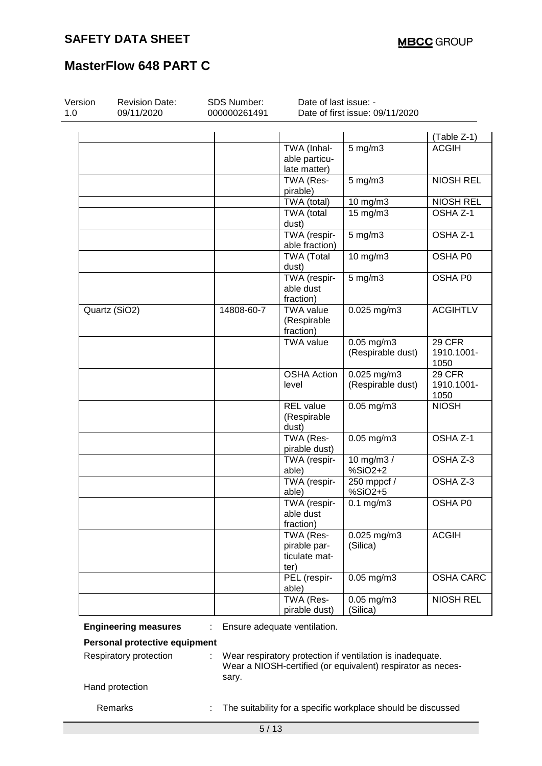| | | | | |
|---|---|---|---|---|
| | | | | (Table Z-1) |
| | | TWA (Inhalable particulate matter) | 5 mg/m3 | ACGIH |
| | | TWA (Respirable) | 5 mg/m3 | NIOSH REL |
| | | TWA (total) | 10 mg/m3 | NIOSH REL |
| | | TWA (total dust) | 15 mg/m3 | OSHA Z-1 |
| | | TWA (respirable fraction) | 5 mg/m3 | OSHA Z-1 |
| | | TWA (Total dust) | 10 mg/m3 | OSHA P0 |
| | | TWA (respirable dust fraction) | 5 mg/m3 | OSHA P0 |
| Quartz (SiO2) | 14808-60-7 | TWA value (Respirable fraction) | 0.025 mg/m3 | ACGIHTLV |
| | | TWA value | 0.05 mg/m3 (Respirable dust) | 29 CFR 1910.1001-1050 |
| | | OSHA Action level | 0.025 mg/m3 (Respirable dust) | 29 CFR 1910.1001-1050 |
| | | REL value (Respirable dust) | 0.05 mg/m3 | NIOSH |
| | | TWA (Respirable dust) | 0.05 mg/m3 | OSHA Z-1 |
| | | TWA (respirable) | 10 mg/m3 / %SiO2+2 | OSHA Z-3 |
| | | TWA (respirable) | 250 mppcf / %SiO2+5 | OSHA Z-3 |
| | | TWA (respirable dust fraction) | 0.1 mg/m3 | OSHA P0 |
| | | TWA (Respirable particulate matter) | 0.025 mg/m3 (Silica) | ACGIH |
| | | PEL (respirable) | 0.05 mg/m3 | OSHA CARC |
| | | TWA (Respirable dust) | 0.05 mg/m3 (Silica) | NIOSH REL |

**Engineering measures** : Ensure adequate ventilation.

**Personal protective equipment**

Respiratory protection : Wear respiratory protection if ventilation is inadequate. Wear a NIOSH-certified (or equivalent) respirator as necessary.

Hand protection

Remarks : The suitability for a specific workplace should be discussed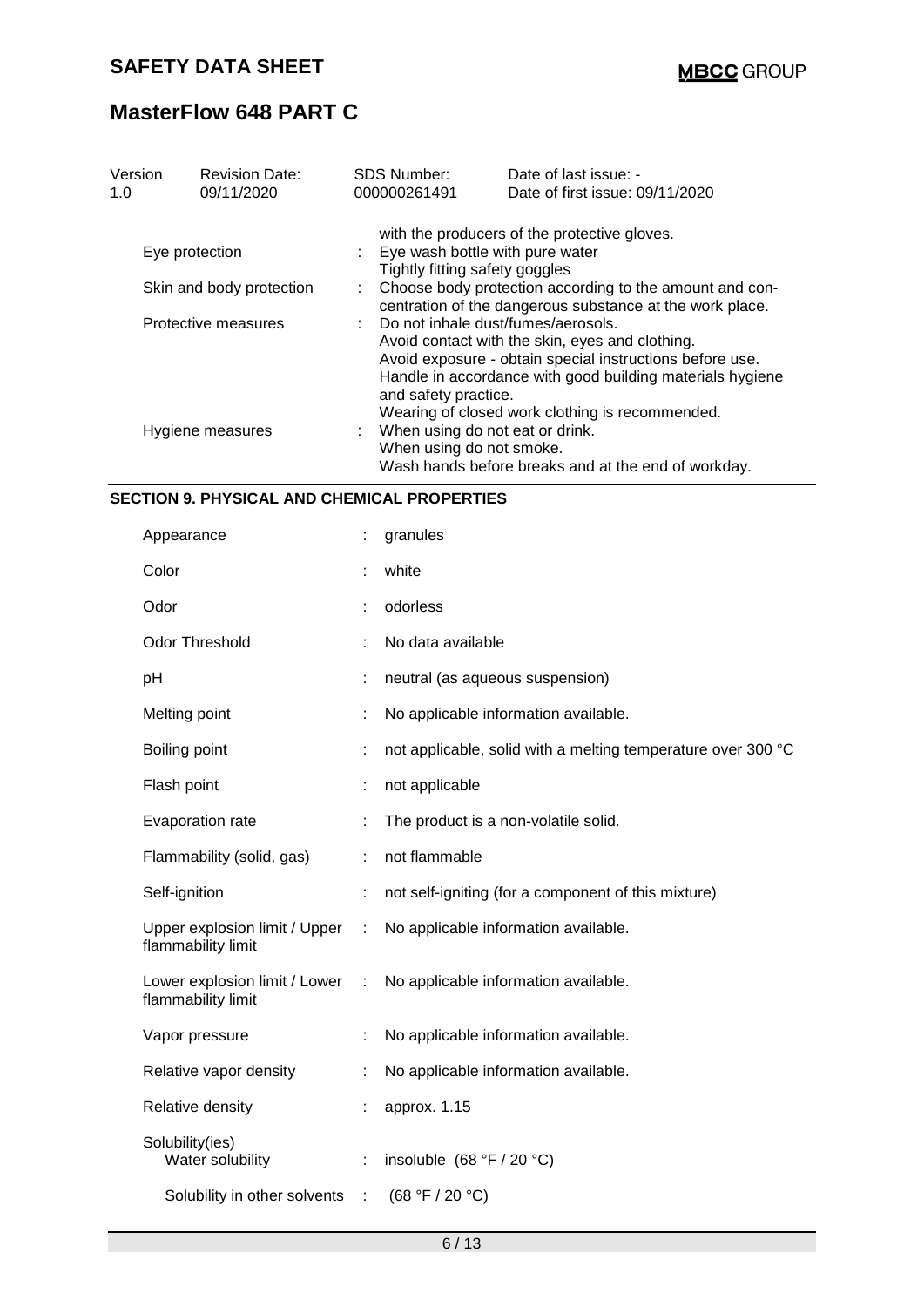| | | |
|---|---|---|
| | | with the producers of the protective gloves. |
| Eye protection | : | Eye wash bottle with pure water<br>Tightly fitting safety goggles |
| Skin and body protection | : | Choose body protection according to the amount and concentration of the dangerous substance at the work place. |
| Protective measures | : | Do not inhale dust/fumes/aerosols.<br>Avoid contact with the skin, eyes and clothing.<br>Avoid exposure - obtain special instructions before use.<br>Handle in accordance with good building materials hygiene and safety practice.<br>Wearing of closed work clothing is recommended. |
| Hygiene measures | : | When using do not eat or drink.<br>When using do not smoke.<br>Wash hands before breaks and at the end of workday. |

## SECTION 9. PHYSICAL AND CHEMICAL PROPERTIES

| | | |
|---|---|---|
| Appearance | : | granules |
| Color | : | white |
| Odor | : | odorless |
| Odor Threshold | : | No data available |
| pH | : | neutral (as aqueous suspension) |
| Melting point | : | No applicable information available. |
| Boiling point | : | not applicable, solid with a melting temperature over 300 °C |
| Flash point | : | not applicable |
| Evaporation rate | : | The product is a non-volatile solid. |
| Flammability (solid, gas) | : | not flammable |
| Self-ignition | : | not self-igniting (for a component of this mixture) |
| Upper explosion limit / Upper flammability limit | : | No applicable information available. |
| Lower explosion limit / Lower flammability limit | : | No applicable information available. |
| Vapor pressure | : | No applicable information available. |
| Relative vapor density | : | No applicable information available. |
| Relative density | : | approx. 1.15 |
| Solubility(ies)<br>Water solubility | : | insoluble (68 °F / 20 °C) |
| Solubility in other solvents | : | (68 °F / 20 °C) |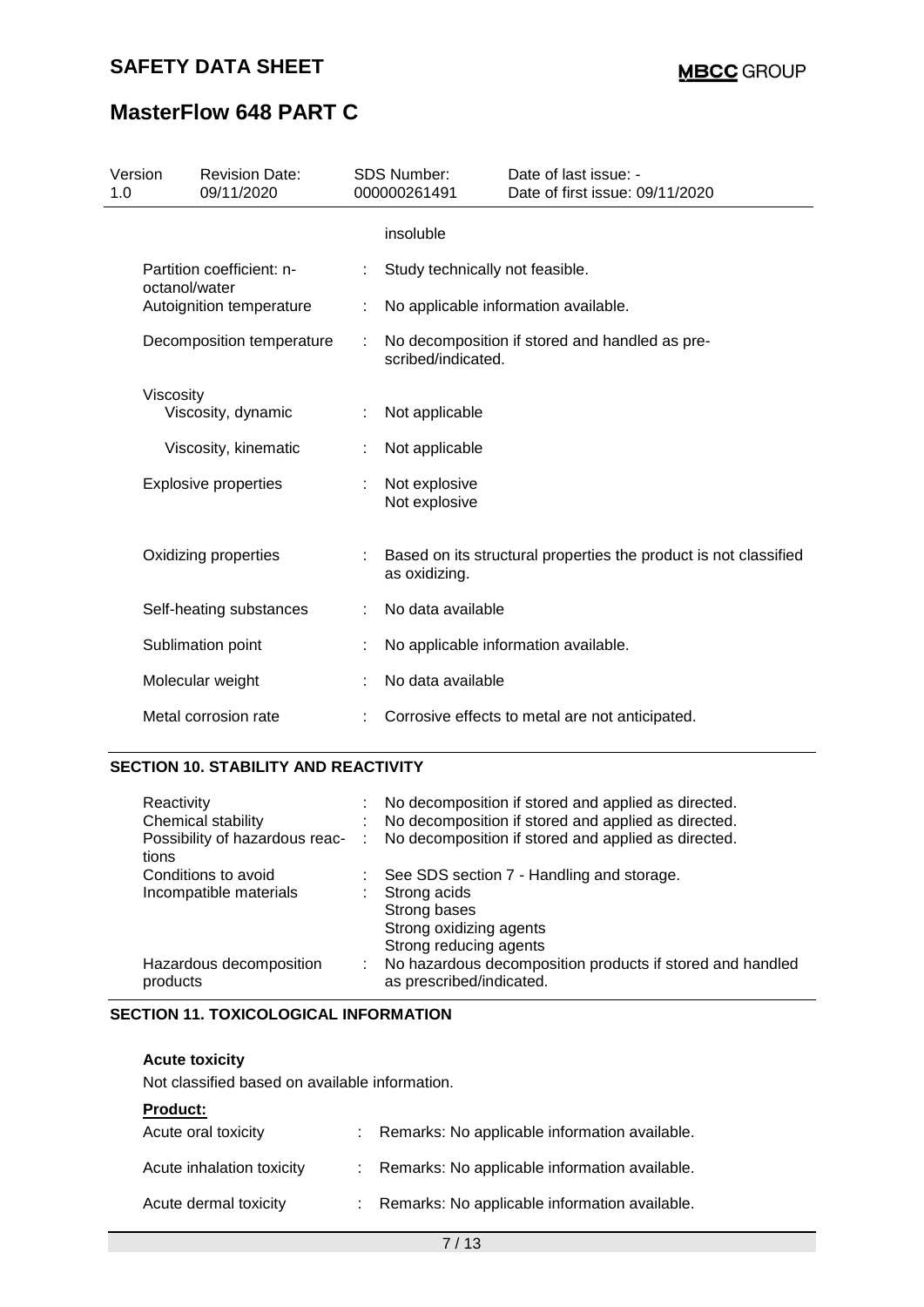| | | |
|---|---|---|
| | | insoluble |
| Partition coefficient: n-octanol/water | : | Study technically not feasible. |
| Autoignition temperature | : | No applicable information available. |
| Decomposition temperature | : | No decomposition if stored and handled as prescribed/indicated. |
| Viscosity | | |
| Viscosity, dynamic | : | Not applicable |
| Viscosity, kinematic | : | Not applicable |
| Explosive properties | : | Not explosive<br>Not explosive |
| Oxidizing properties | : | Based on its structural properties the product is not classified as oxidizing. |
| Self-heating substances | : | No data available |
| Sublimation point | : | No applicable information available. |
| Molecular weight | : | No data available |
| Metal corrosion rate | : | Corrosive effects to metal are not anticipated. |

## SECTION 10. STABILITY AND REACTIVITY

| | | |
|---|---|---|
| Reactivity | : | No decomposition if stored and applied as directed. |
| Chemical stability | : | No decomposition if stored and applied as directed. |
| Possibility of hazardous reactions | : | No decomposition if stored and applied as directed. |
| Conditions to avoid | : | See SDS section 7 - Handling and storage. |
| Incompatible materials | : | Strong acids<br>Strong bases<br>Strong oxidizing agents<br>Strong reducing agents |
| Hazardous decomposition products | : | No hazardous decomposition products if stored and handled as prescribed/indicated. |

## SECTION 11. TOXICOLOGICAL INFORMATION

**Acute toxicity**

Not classified based on available information.

**Product:**

| | | |
|---|---|---|
| Acute oral toxicity | : | Remarks: No applicable information available. |
| Acute inhalation toxicity | : | Remarks: No applicable information available. |
| Acute dermal toxicity | : | Remarks: No applicable information available. |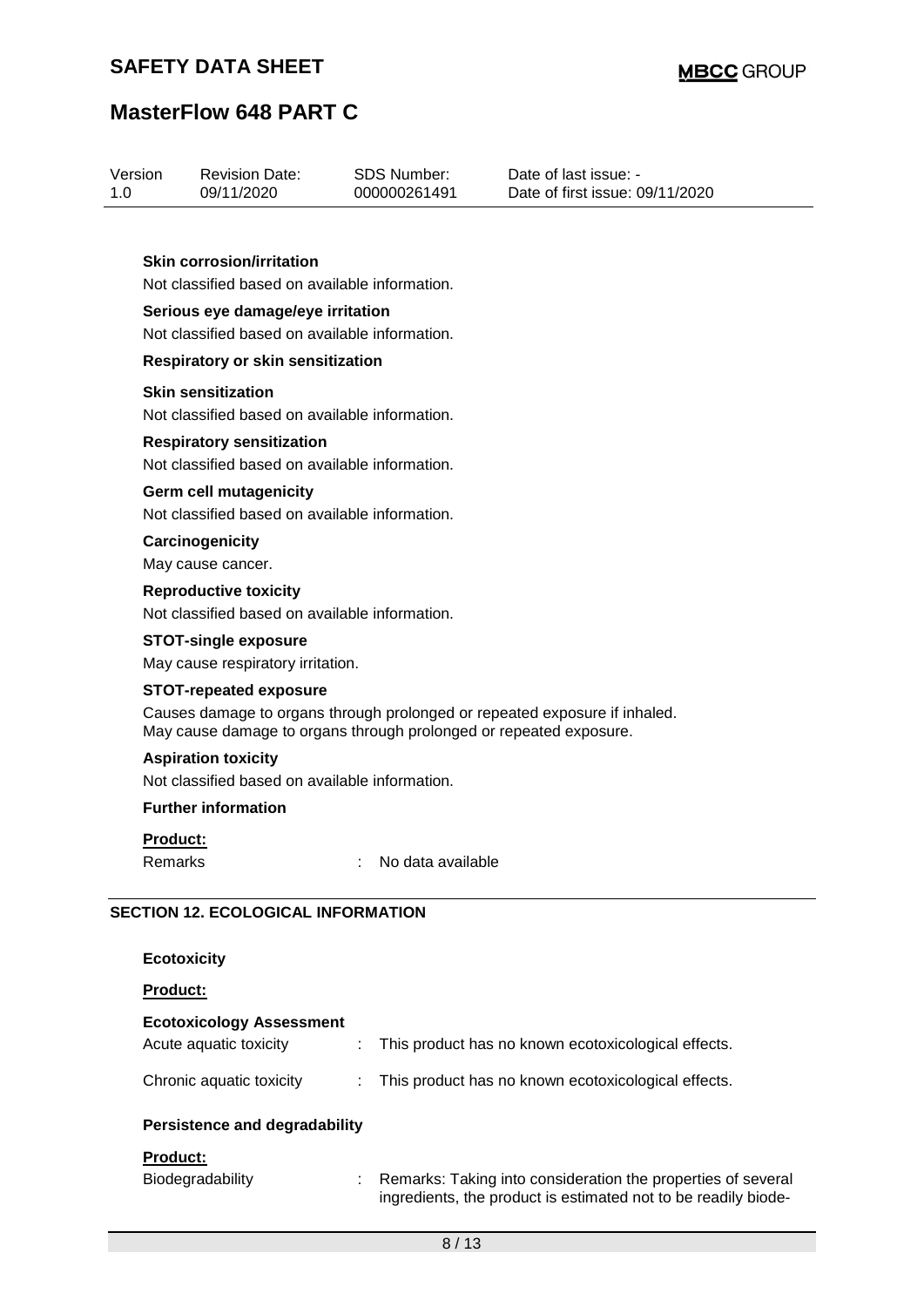**Skin corrosion/irritation**

Not classified based on available information.

**Serious eye damage/eye irritation**

Not classified based on available information.

**Respiratory or skin sensitization**

**Skin sensitization**

Not classified based on available information.

**Respiratory sensitization**

Not classified based on available information.

**Germ cell mutagenicity**

Not classified based on available information.

**Carcinogenicity**

May cause cancer.

**Reproductive toxicity**

Not classified based on available information.

**STOT-single exposure**

May cause respiratory irritation.

**STOT-repeated exposure**

Causes damage to organs through prolonged or repeated exposure if inhaled.
May cause damage to organs through prolonged or repeated exposure.

**Aspiration toxicity**

Not classified based on available information.

**Further information**

**Product:**

Remarks : No data available

## SECTION 12. ECOLOGICAL INFORMATION

**Ecotoxicity**

**Product:**

**Ecotoxicology Assessment**

Acute aquatic toxicity : This product has no known ecotoxicological effects.

Chronic aquatic toxicity : This product has no known ecotoxicological effects.

**Persistence and degradability**

**Product:**

Biodegradability : Remarks: Taking into consideration the properties of several ingredients, the product is estimated not to be readily biode-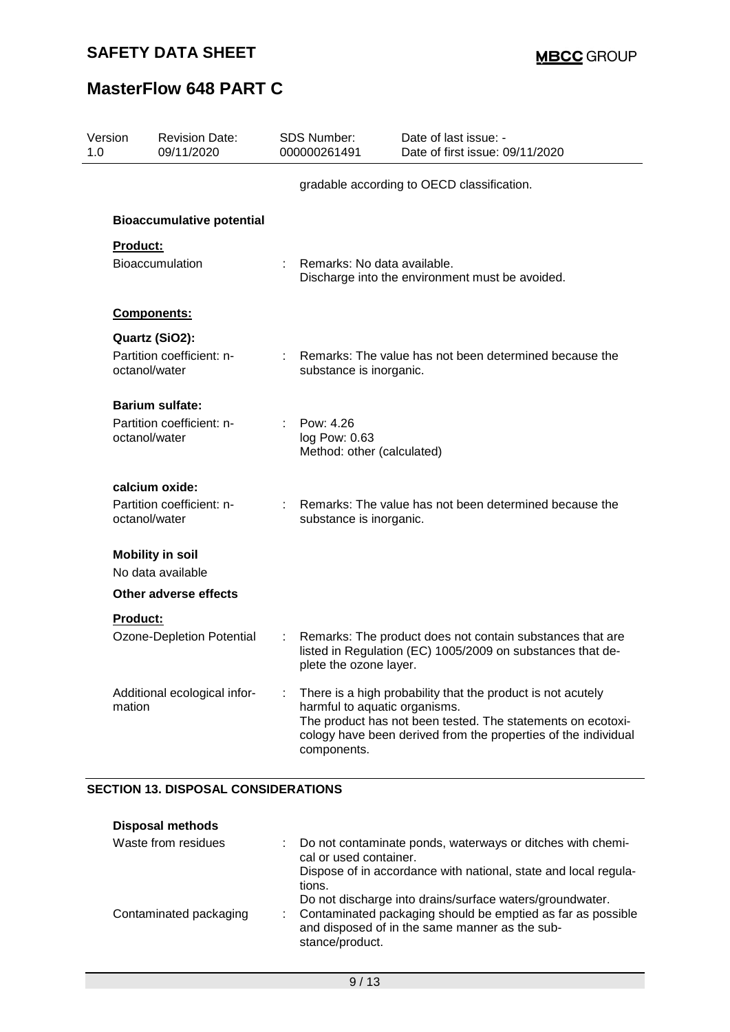gradable according to OECD classification.

**Bioaccumulative potential**

**Product:**

Bioaccumulation : Remarks: No data available.
Discharge into the environment must be avoided.

**Components:**

**Quartz (SiO2):**

Partition coefficient: n-octanol/water : Remarks: The value has not been determined because the substance is inorganic.

**Barium sulfate:**

Partition coefficient: n-octanol/water : Pow: 4.26
log Pow: 0.63
Method: other (calculated)

**calcium oxide:**

Partition coefficient: n-octanol/water : Remarks: The value has not been determined because the substance is inorganic.

**Mobility in soil**

No data available

**Other adverse effects**

**Product:**

Ozone-Depletion Potential : Remarks: The product does not contain substances that are listed in Regulation (EC) 1005/2009 on substances that deplete the ozone layer.

Additional ecological information : There is a high probability that the product is not acutely harmful to aquatic organisms.
The product has not been tested. The statements on ecotoxicology have been derived from the properties of the individual components.

## SECTION 13. DISPOSAL CONSIDERATIONS

**Disposal methods**

Waste from residues : Do not contaminate ponds, waterways or ditches with chemical or used container.
Dispose of in accordance with national, state and local regulations.
Do not discharge into drains/surface waters/groundwater.

Contaminated packaging : Contaminated packaging should be emptied as far as possible and disposed of in the same manner as the substance/product.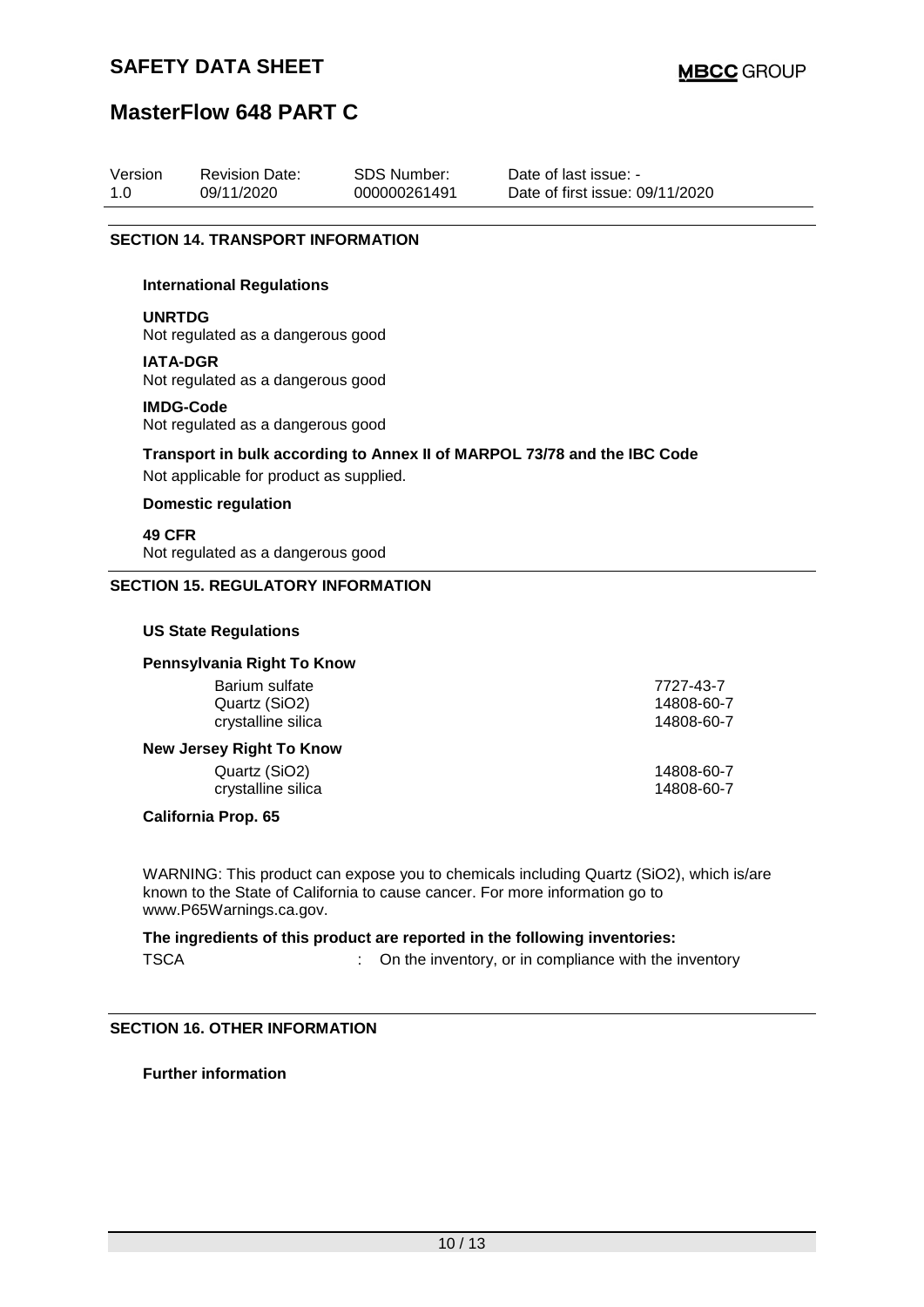## SECTION 14. TRANSPORT INFORMATION

**International Regulations**

**UNRTDG**
Not regulated as a dangerous good

**IATA-DGR**
Not regulated as a dangerous good

**IMDG-Code**
Not regulated as a dangerous good

**Transport in bulk according to Annex II of MARPOL 73/78 and the IBC Code**
Not applicable for product as supplied.

**Domestic regulation**

**49 CFR**
Not regulated as a dangerous good

## SECTION 15. REGULATORY INFORMATION

**US State Regulations**

**Pennsylvania Right To Know**

| | |
|---|---|
| Barium sulfate | 7727-43-7 |
| Quartz ($SiO_2$) | 14808-60-7 |
| crystalline silica | 14808-60-7 |

**New Jersey Right To Know**

| | |
|---|---|
| Quartz ($SiO_2$) | 14808-60-7 |
| crystalline silica | 14808-60-7 |

**California Prop. 65**

WARNING: This product can expose you to chemicals including Quartz ($SiO_2$), which is/are known to the State of California to cause cancer. For more information go to www.P65Warnings.ca.gov.

**The ingredients of this product are reported in the following inventories:**

TSCA : On the inventory, or in compliance with the inventory

## SECTION 16. OTHER INFORMATION

**Further information**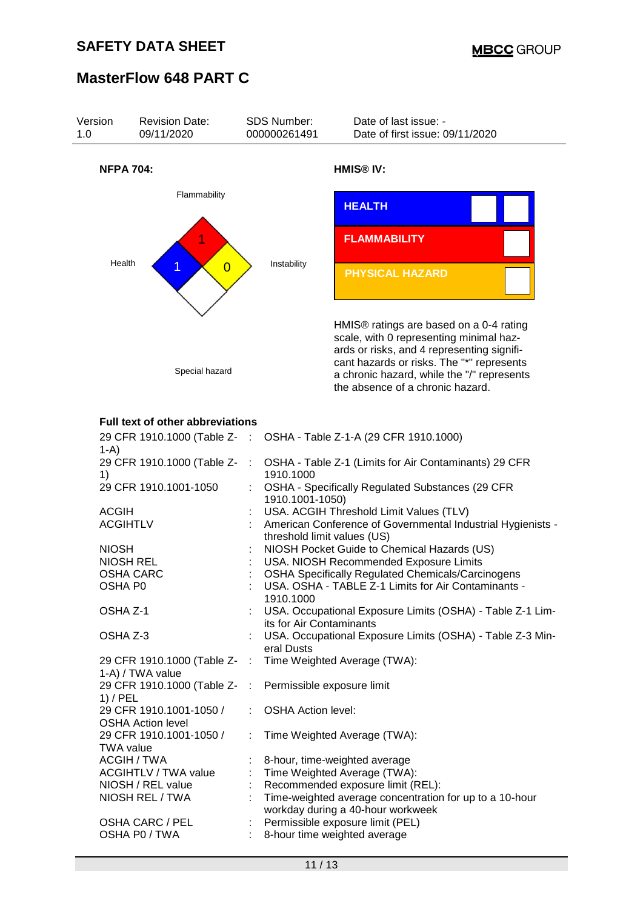Version 1.0 | Revision Date: 09/11/2020 | SDS Number: 000000261491 | Date of last issue: - | Date of first issue: 09/11/2020

**NFPA 704:**

Flammability

1

Health

1

0

Instability

Special hazard

**HMIS® IV:**

| | |
|---|---|
| HEALTH | |
| FLAMMABILITY | |
| PHYSICAL HAZARD | |

HMIS® ratings are based on a 0-4 rating scale, with 0 representing minimal hazards or risks, and 4 representing significant hazards or risks. The "*" represents a chronic hazard, while the "/" represents the absence of a chronic hazard.

**Full text of other abbreviations**

| | | |
|---|---|---|
| 29 CFR 1910.1000 (Table Z-1-A) | : | OSHA - Table Z-1-A (29 CFR 1910.1000) |
| 29 CFR 1910.1000 (Table Z-1) | : | OSHA - Table Z-1 (Limits for Air Contaminants) 29 CFR 1910.1000 |
| 29 CFR 1910.1001-1050 | : | OSHA - Specifically Regulated Substances (29 CFR 1910.1001-1050) |
| ACGIH | : | USA. ACGIH Threshold Limit Values (TLV) |
| ACGIHTLV | : | American Conference of Governmental Industrial Hygienists - threshold limit values (US) |
| NIOSH | : | NIOSH Pocket Guide to Chemical Hazards (US) |
| NIOSH REL | : | USA. NIOSH Recommended Exposure Limits |
| OSHA CARC | : | OSHA Specifically Regulated Chemicals/Carcinogens |
| OSHA P0 | : | USA. OSHA - TABLE Z-1 Limits for Air Contaminants - 1910.1000 |
| OSHA Z-1 | : | USA. Occupational Exposure Limits (OSHA) - Table Z-1 Limits for Air Contaminants |
| OSHA Z-3 | : | USA. Occupational Exposure Limits (OSHA) - Table Z-3 Mineral Dusts |
| 29 CFR 1910.1000 (Table Z-1-A) / TWA value | : | Time Weighted Average (TWA): |
| 29 CFR 1910.1000 (Table Z-1) / PEL | : | Permissible exposure limit |
| 29 CFR 1910.1001-1050 / OSHA Action level | : | OSHA Action level: |
| 29 CFR 1910.1001-1050 / TWA value | : | Time Weighted Average (TWA): |
| ACGIH / TWA | : | 8-hour, time-weighted average |
| ACGIHTLV / TWA value | : | Time Weighted Average (TWA): |
| NIOSH / REL value | : | Recommended exposure limit (REL): |
| NIOSH REL / TWA | : | Time-weighted average concentration for up to a 10-hour workday during a 40-hour workweek |
| OSHA CARC / PEL | : | Permissible exposure limit (PEL) |
| OSHA P0 / TWA | : | 8-hour time weighted average |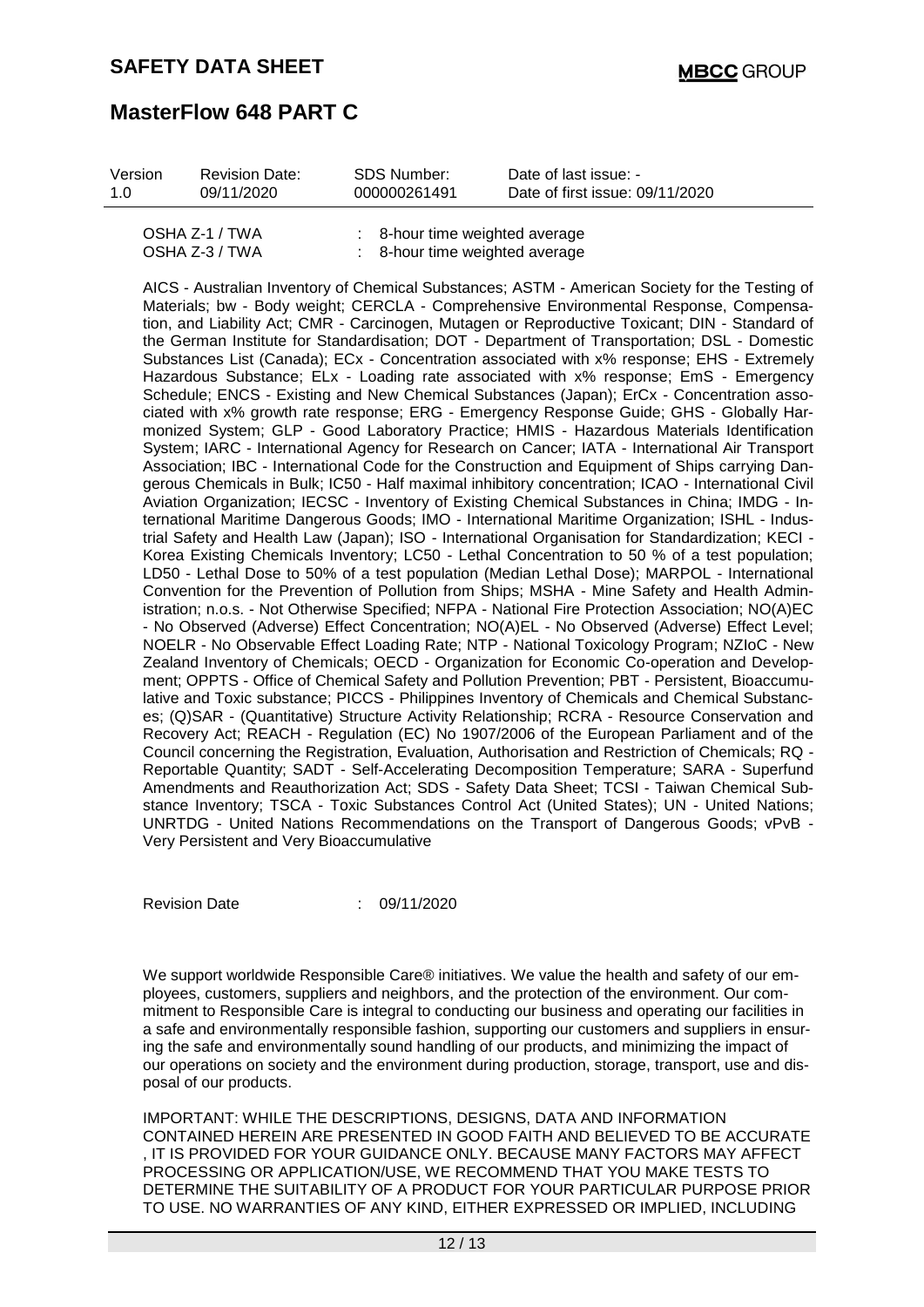| Version | Revision Date: | SDS Number: | Date of last issue: - |
| --- | --- | --- | --- |
| 1.0 | 09/11/2020 | 000000261491 | Date of first issue: 09/11/2020 |

OSHA Z-1 / TWA : 8-hour time weighted average
OSHA Z-3 / TWA : 8-hour time weighted average

AICS - Australian Inventory of Chemical Substances; ASTM - American Society for the Testing of Materials; bw - Body weight; CERCLA - Comprehensive Environmental Response, Compensation, and Liability Act; CMR - Carcinogen, Mutagen or Reproductive Toxicant; DIN - Standard of the German Institute for Standardisation; DOT - Department of Transportation; DSL - Domestic Substances List (Canada); ECx - Concentration associated with x% response; EHS - Extremely Hazardous Substance; ELx - Loading rate associated with x% response; EmS - Emergency Schedule; ENCS - Existing and New Chemical Substances (Japan); ErCx - Concentration associated with x% growth rate response; ERG - Emergency Response Guide; GHS - Globally Harmonized System; GLP - Good Laboratory Practice; HMIS - Hazardous Materials Identification System; IARC - International Agency for Research on Cancer; IATA - International Air Transport Association; IBC - International Code for the Construction and Equipment of Ships carrying Dangerous Chemicals in Bulk; IC50 - Half maximal inhibitory concentration; ICAO - International Civil Aviation Organization; IECSC - Inventory of Existing Chemical Substances in China; IMDG - International Maritime Dangerous Goods; IMO - International Maritime Organization; ISHL - Industrial Safety and Health Law (Japan); ISO - International Organisation for Standardization; KECI - Korea Existing Chemicals Inventory; LC50 - Lethal Concentration to 50 % of a test population; LD50 - Lethal Dose to 50% of a test population (Median Lethal Dose); MARPOL - International Convention for the Prevention of Pollution from Ships; MSHA - Mine Safety and Health Administration; n.o.s. - Not Otherwise Specified; NFPA - National Fire Protection Association; NO(A)EC - No Observed (Adverse) Effect Concentration; NO(A)EL - No Observed (Adverse) Effect Level; NOELR - No Observable Effect Loading Rate; NTP - National Toxicology Program; NZIoC - New Zealand Inventory of Chemicals; OECD - Organization for Economic Co-operation and Development; OPPTS - Office of Chemical Safety and Pollution Prevention; PBT - Persistent, Bioaccumulative and Toxic substance; PICCS - Philippines Inventory of Chemicals and Chemical Substances; (Q)SAR - (Quantitative) Structure Activity Relationship; RCRA - Resource Conservation and Recovery Act; REACH - Regulation (EC) No 1907/2006 of the European Parliament and of the Council concerning the Registration, Evaluation, Authorisation and Restriction of Chemicals; RQ - Reportable Quantity; SADT - Self-Accelerating Decomposition Temperature; SARA - Superfund Amendments and Reauthorization Act; SDS - Safety Data Sheet; TCSI - Taiwan Chemical Substance Inventory; TSCA - Toxic Substances Control Act (United States); UN - United Nations; UNRTDG - United Nations Recommendations on the Transport of Dangerous Goods; vPvB - Very Persistent and Very Bioaccumulative

Revision Date : 09/11/2020

We support worldwide Responsible Care® initiatives. We value the health and safety of our employees, customers, suppliers and neighbors, and the protection of the environment. Our commitment to Responsible Care is integral to conducting our business and operating our facilities in a safe and environmentally responsible fashion, supporting our customers and suppliers in ensuring the safe and environmentally sound handling of our products, and minimizing the impact of our operations on society and the environment during production, storage, transport, use and disposal of our products.

IMPORTANT: WHILE THE DESCRIPTIONS, DESIGNS, DATA AND INFORMATION CONTAINED HEREIN ARE PRESENTED IN GOOD FAITH AND BELIEVED TO BE ACCURATE , IT IS PROVIDED FOR YOUR GUIDANCE ONLY. BECAUSE MANY FACTORS MAY AFFECT PROCESSING OR APPLICATION/USE, WE RECOMMEND THAT YOU MAKE TESTS TO DETERMINE THE SUITABILITY OF A PRODUCT FOR YOUR PARTICULAR PURPOSE PRIOR TO USE. NO WARRANTIES OF ANY KIND, EITHER EXPRESSED OR IMPLIED, INCLUDING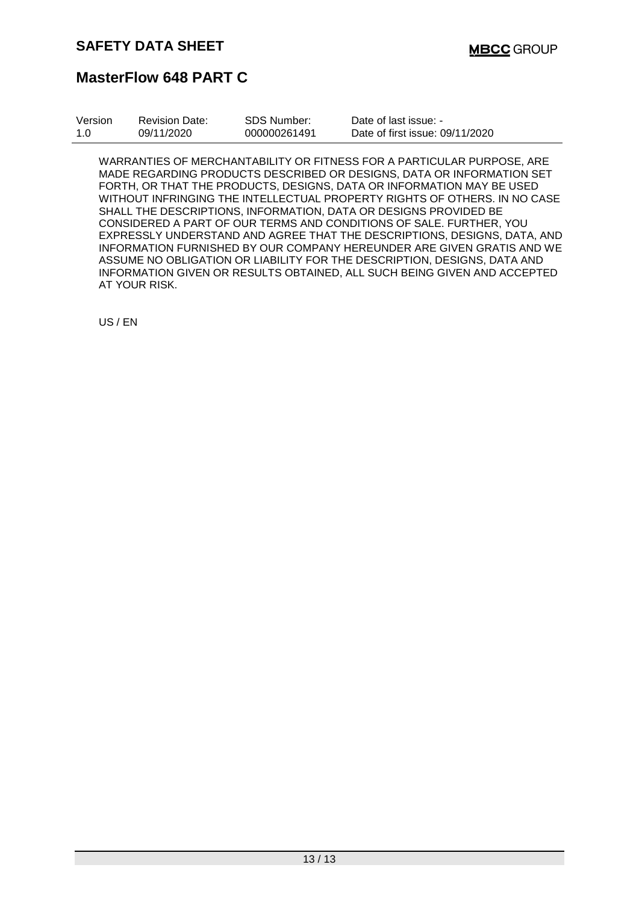WARRANTIES OF MERCHANTABILITY OR FITNESS FOR A PARTICULAR PURPOSE, ARE MADE REGARDING PRODUCTS DESCRIBED OR DESIGNS, DATA OR INFORMATION SET FORTH, OR THAT THE PRODUCTS, DESIGNS, DATA OR INFORMATION MAY BE USED WITHOUT INFRINGING THE INTELLECTUAL PROPERTY RIGHTS OF OTHERS. IN NO CASE SHALL THE DESCRIPTIONS, INFORMATION, DATA OR DESIGNS PROVIDED BE CONSIDERED A PART OF OUR TERMS AND CONDITIONS OF SALE. FURTHER, YOU EXPRESSLY UNDERSTAND AND AGREE THAT THE DESCRIPTIONS, DESIGNS, DATA, AND INFORMATION FURNISHED BY OUR COMPANY HEREUNDER ARE GIVEN GRATIS AND WE ASSUME NO OBLIGATION OR LIABILITY FOR THE DESCRIPTION, DESIGNS, DATA AND INFORMATION GIVEN OR RESULTS OBTAINED, ALL SUCH BEING GIVEN AND ACCEPTED AT YOUR RISK.

US / EN